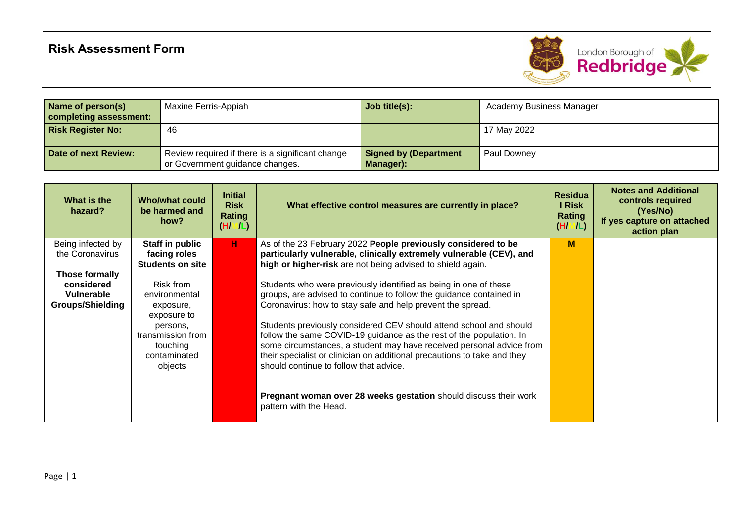# Risk Assessment Form

London Borough of Redbridge

| **Name of person(s) completing assessment:** | Maxine Ferris-Appiah | **Job title(s):** | Academy Business Manager |
|---|---|---|---|
| **Risk Register No:** | 46 | | 17 May 2022 |
| **Date of next Review:** | Review required if there is a significant change or Government guidance changes. | **Signed by (Department Manager):** | Paul Downey |

| What is the hazard? | Who/what could be harmed and how? | Initial Risk Rating (H/M/L) | What effective control measures are currently in place? | Residual Risk Rating (H/M/L) | Notes and Additional controls required (Yes/No) If yes capture on attached action plan |
|---|---|---|---|---|---|
| Being infected by the Coronavirus<br><br>**Those formally considered Vulnerable Groups/Shielding** | **Staff in public facing roles**<br>**Students on site**<br><br>Risk from environmental exposure, exposure to persons, transmission from touching contaminated objects | **H** | As of the 23 February 2022 **People previously considered to be particularly vulnerable, clinically extremely vulnerable (CEV), and high or higher-risk** are not being advised to shield again.<br><br>Students who were previously identified as being in one of these groups, are advised to continue to follow the guidance contained in Coronavirus: how to stay safe and help prevent the spread.<br><br>Students previously considered CEV should attend school and should follow the same COVID-19 guidance as the rest of the population. In some circumstances, a student may have received personal advice from their specialist or clinician on additional precautions to take and they should continue to follow that advice.<br><br>**Pregnant woman over 28 weeks gestation** should discuss their work pattern with the Head. | **M** | |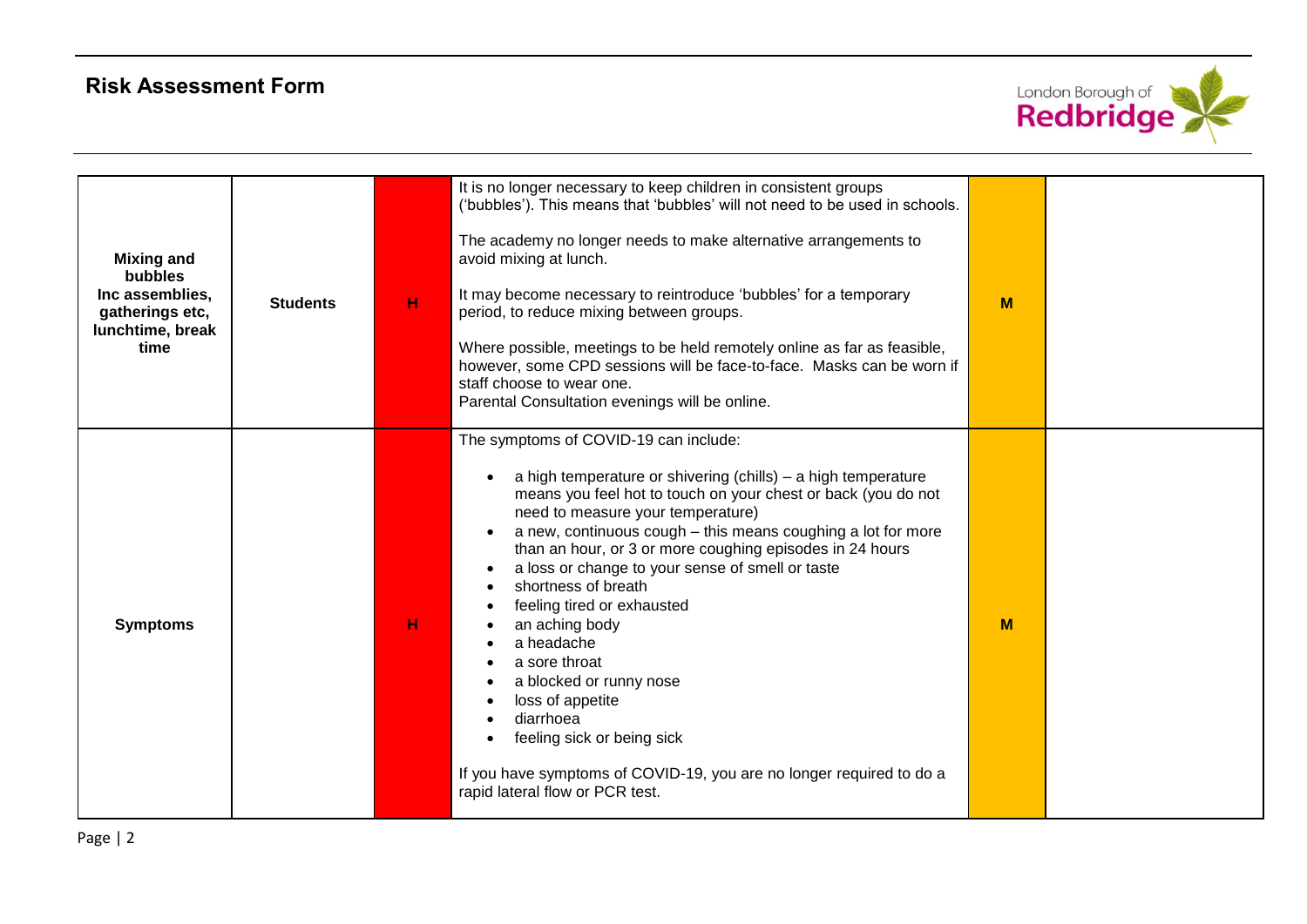## Risk Assessment Form

| | | | | | |
|---|---|---|---|---|---|
| **Mixing and bubbles Inc assemblies, gatherings etc, lunchtime, break time** | **Students** | H | It is no longer necessary to keep children in consistent groups ('bubbles'). This means that 'bubbles' will not need to be used in schools.<br><br>The academy no longer needs to make alternative arrangements to avoid mixing at lunch.<br><br>It may become necessary to reintroduce 'bubbles' for a temporary period, to reduce mixing between groups.<br><br>Where possible, meetings to be held remotely online as far as feasible, however, some CPD sessions will be face-to-face. Masks can be worn if staff choose to wear one.<br>Parental Consultation evenings will be online. | M | |
| **Symptoms** | | H | The symptoms of COVID-19 can include:<br><br>• a high temperature or shivering (chills) – a high temperature means you feel hot to touch on your chest or back (you do not need to measure your temperature)<br>• a new, continuous cough – this means coughing a lot for more than an hour, or 3 or more coughing episodes in 24 hours<br>• a loss or change to your sense of smell or taste<br>• shortness of breath<br>• feeling tired or exhausted<br>• an aching body<br>• a headache<br>• a sore throat<br>• a blocked or runny nose<br>• loss of appetite<br>• diarrhoea<br>• feeling sick or being sick<br><br>If you have symptoms of COVID-19, you are no longer required to do a rapid lateral flow or PCR test. | M | |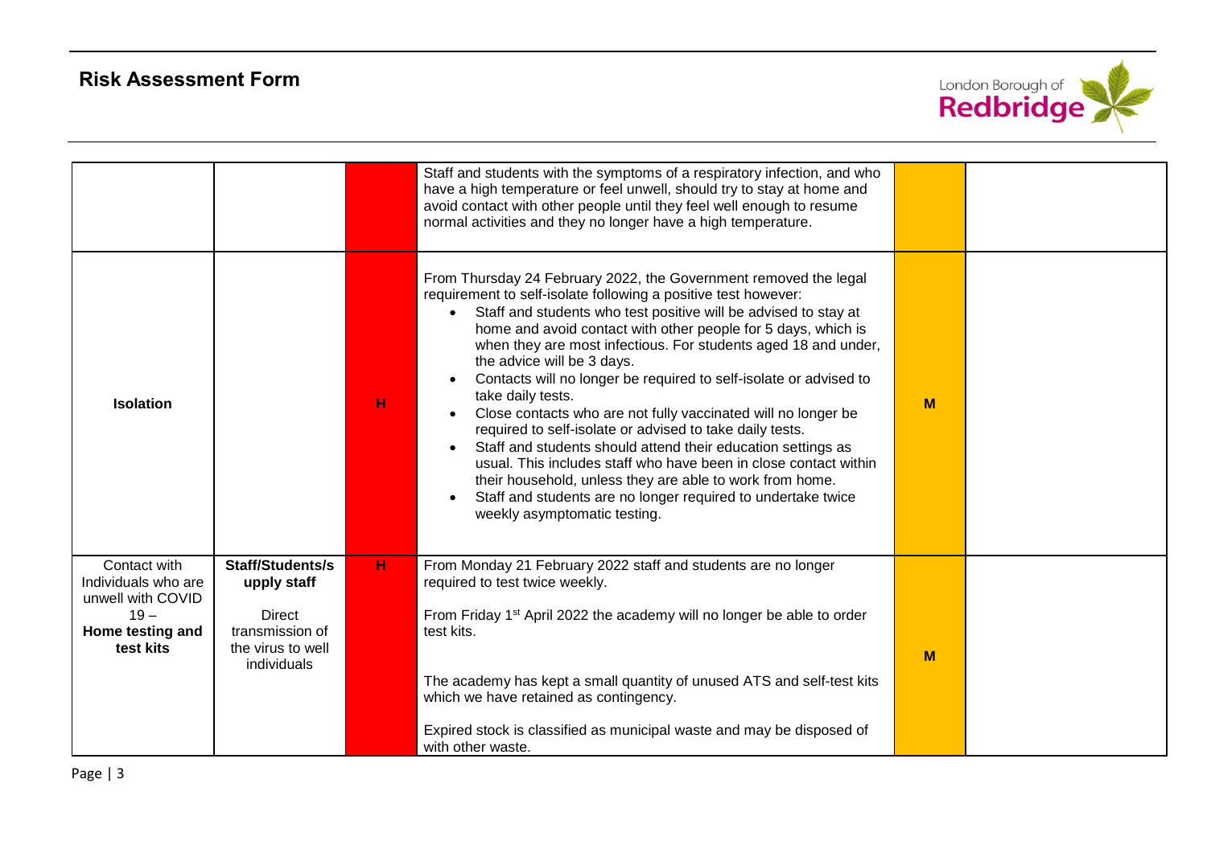## Risk Assessment Form

| | | | | | |
|---|---|---|---|---|---|
| | | | Staff and students with the symptoms of a respiratory infection, and who have a high temperature or feel unwell, should try to stay at home and avoid contact with other people until they feel well enough to resume normal activities and they no longer have a high temperature. | | |
| **Isolation** | | H | From Thursday 24 February 2022, the Government removed the legal requirement to self-isolate following a positive test however:<br>• Staff and students who test positive will be advised to stay at home and avoid contact with other people for 5 days, which is when they are most infectious. For students aged 18 and under, the advice will be 3 days.<br>• Contacts will no longer be required to self-isolate or advised to take daily tests.<br>• Close contacts who are not fully vaccinated will no longer be required to self-isolate or advised to take daily tests.<br>• Staff and students should attend their education settings as usual. This includes staff who have been in close contact within their household, unless they are able to work from home.<br>• Staff and students are no longer required to undertake twice weekly asymptomatic testing. | M | |
| Contact with Individuals who are unwell with COVID 19 – **Home testing and test kits** | **Staff/Students/supply staff**<br><br>Direct transmission of the virus to well individuals | H | From Monday 21 February 2022 staff and students are no longer required to test twice weekly.<br><br>From Friday 1st April 2022 the academy will no longer be able to order test kits.<br><br>The academy has kept a small quantity of unused ATS and self-test kits which we have retained as contingency.<br><br>Expired stock is classified as municipal waste and may be disposed of with other waste. | M | |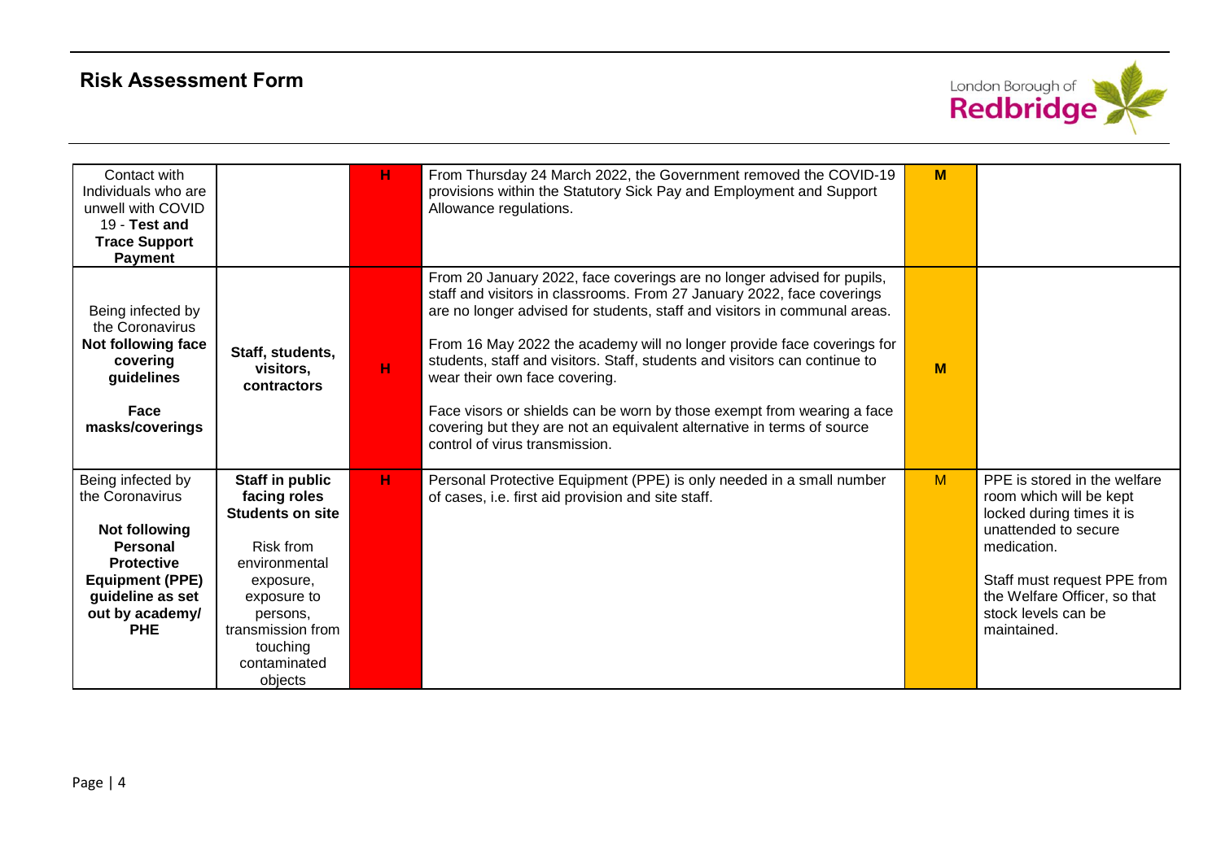## Risk Assessment Form

London Borough of Redbridge

| | | | | | |
|---|---|---|---|---|---|
| Contact with Individuals who are unwell with COVID 19 - **Test and Trace Support Payment** | | **H** | From Thursday 24 March 2022, the Government removed the COVID-19 provisions within the Statutory Sick Pay and Employment and Support Allowance regulations. | **M** | |
| Being infected by the Coronavirus **Not following face covering guidelines** **Face masks/coverings** | **Staff, students, visitors, contractors** | **H** | From 20 January 2022, face coverings are no longer advised for pupils, staff and visitors in classrooms. From 27 January 2022, face coverings are no longer advised for students, staff and visitors in communal areas. From 16 May 2022 the academy will no longer provide face coverings for students, staff and visitors. Staff, students and visitors can continue to wear their own face covering. Face visors or shields can be worn by those exempt from wearing a face covering but they are not an equivalent alternative in terms of source control of virus transmission. | **M** | |
| Being infected by the Coronavirus **Not following Personal Protective Equipment (PPE) guideline as set out by academy/ PHE** | **Staff in public facing roles** **Students on site** Risk from environmental exposure, exposure to persons, transmission from touching contaminated objects | **H** | Personal Protective Equipment (PPE) is only needed in a small number of cases, i.e. first aid provision and site staff. | M | PPE is stored in the welfare room which will be kept locked during times it is unattended to secure medication. Staff must request PPE from the Welfare Officer, so that stock levels can be maintained. |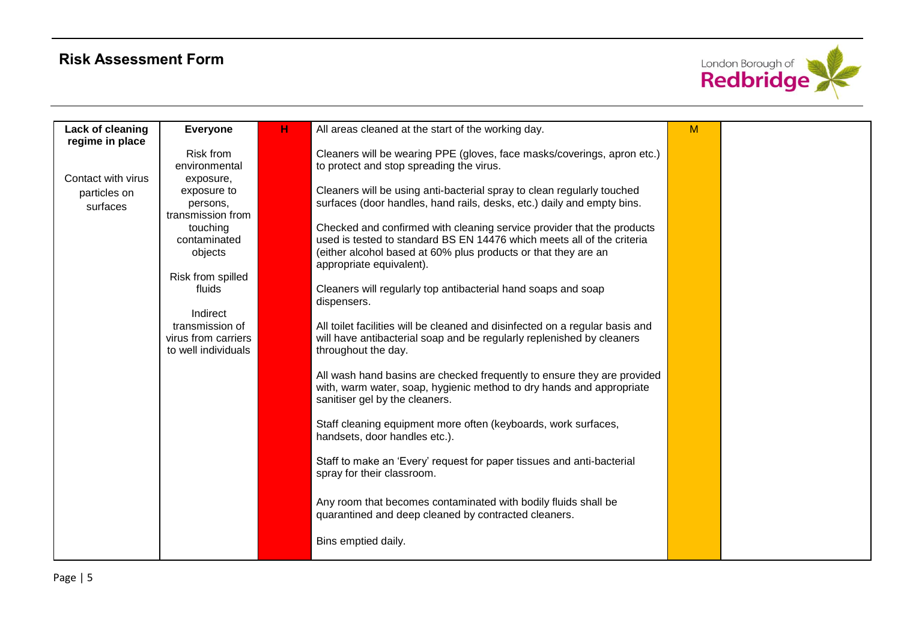## Risk Assessment Form

| | | | | | |
|---|---|---|---|---|---|
| **Lack of cleaning regime in place**<br><br>Contact with virus particles on surfaces | **Everyone**<br><br>Risk from environmental exposure, exposure to persons, transmission from touching contaminated objects<br><br>Risk from spilled fluids<br><br>Indirect transmission of virus from carriers to well individuals | H | All areas cleaned at the start of the working day.<br><br>Cleaners will be wearing PPE (gloves, face masks/coverings, apron etc.) to protect and stop spreading the virus.<br><br>Cleaners will be using anti-bacterial spray to clean regularly touched surfaces (door handles, hand rails, desks, etc.) daily and empty bins.<br><br>Checked and confirmed with cleaning service provider that the products used is tested to standard BS EN 14476 which meets all of the criteria (either alcohol based at 60% plus products or that they are an appropriate equivalent).<br><br>Cleaners will regularly top antibacterial hand soaps and soap dispensers.<br><br>All toilet facilities will be cleaned and disinfected on a regular basis and will have antibacterial soap and be regularly replenished by cleaners throughout the day.<br><br>All wash hand basins are checked frequently to ensure they are provided with, warm water, soap, hygienic method to dry hands and appropriate sanitiser gel by the cleaners.<br><br>Staff cleaning equipment more often (keyboards, work surfaces, handsets, door handles etc.).<br><br>Staff to make an 'Every' request for paper tissues and anti-bacterial spray for their classroom.<br><br>Any room that becomes contaminated with bodily fluids shall be quarantined and deep cleaned by contracted cleaners.<br><br>Bins emptied daily. | M | |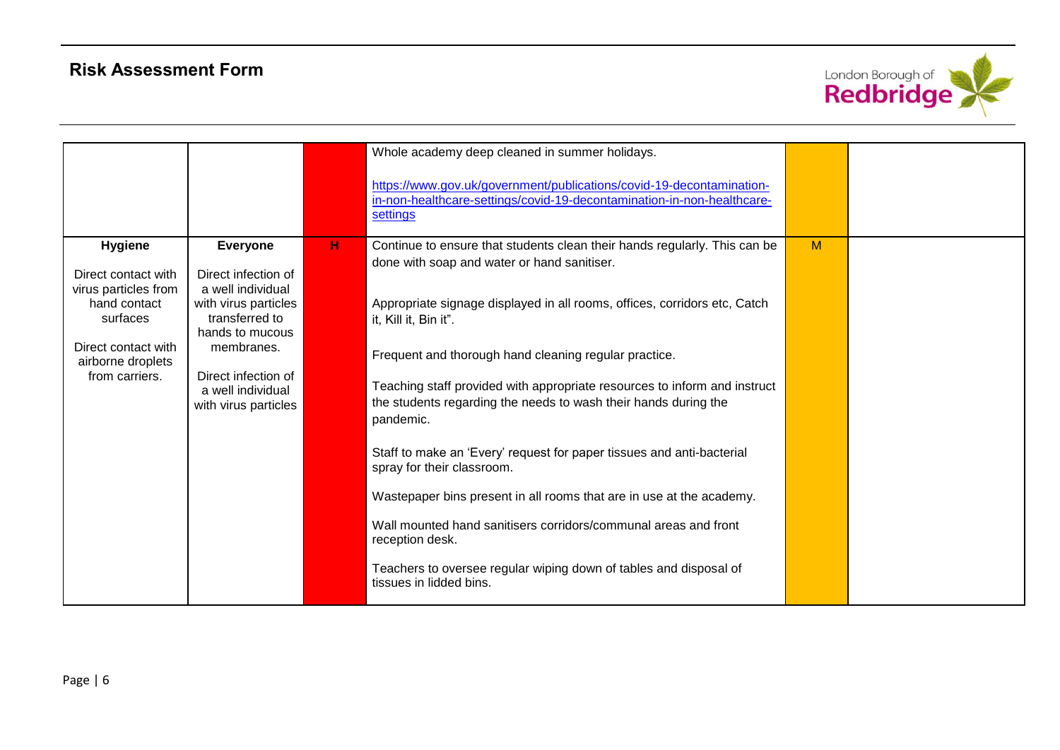## Risk Assessment Form

| | | | | | |
|---|---|---|---|---|---|
| | | | Whole academy deep cleaned in summer holidays.<br><br>https://www.gov.uk/government/publications/covid-19-decontamination-in-non-healthcare-settings/covid-19-decontamination-in-non-healthcare-settings | | |
| **Hygiene**<br><br>Direct contact with virus particles from hand contact surfaces<br><br>Direct contact with airborne droplets from carriers. | **Everyone**<br><br>Direct infection of a well individual with virus particles transferred to hands to mucous membranes.<br><br>Direct infection of a well individual with virus particles | H | Continue to ensure that students clean their hands regularly. This can be done with soap and water or hand sanitiser.<br><br>Appropriate signage displayed in all rooms, offices, corridors etc, Catch it, Kill it, Bin it".<br><br>Frequent and thorough hand cleaning regular practice.<br><br>Teaching staff provided with appropriate resources to inform and instruct the students regarding the needs to wash their hands during the pandemic.<br><br>Staff to make an 'Every' request for paper tissues and anti-bacterial spray for their classroom.<br><br>Wastepaper bins present in all rooms that are in use at the academy.<br><br>Wall mounted hand sanitisers corridors/communal areas and front reception desk.<br><br>Teachers to oversee regular wiping down of tables and disposal of tissues in lidded bins. | M | |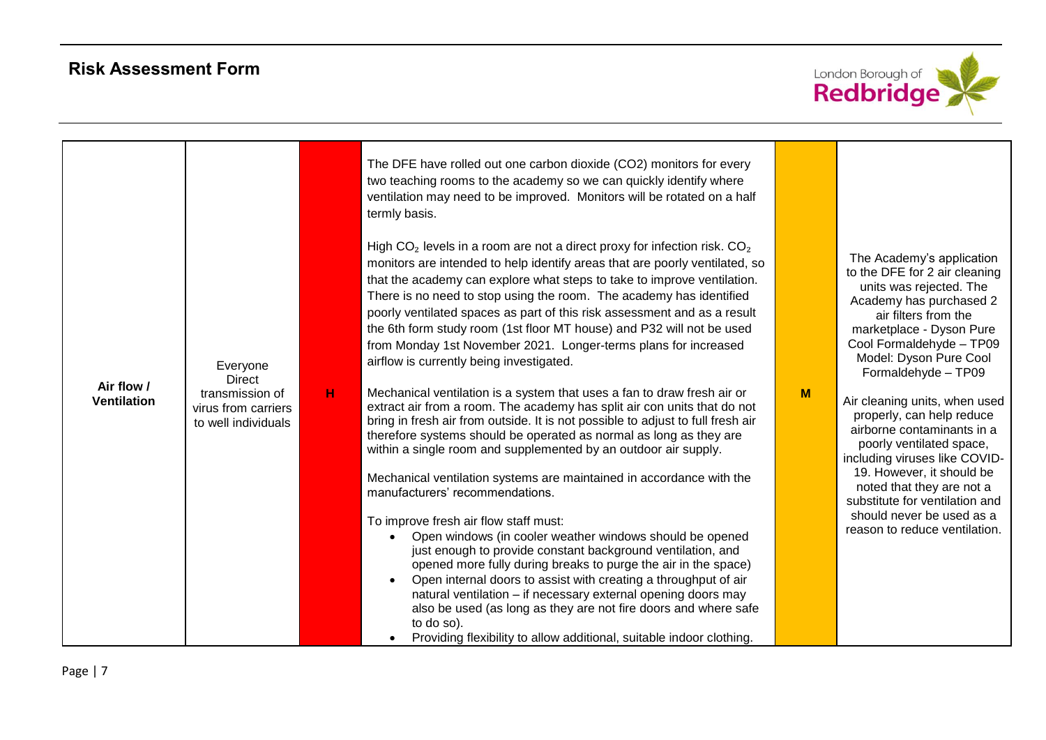## Risk Assessment Form

| | | | | | |
|---|---|---|---|---|---|
| **Air flow / Ventilation** | Everyone Direct transmission of virus from carriers to well individuals | **H** | The DFE have rolled out one carbon dioxide (CO2) monitors for every two teaching rooms to the academy so we can quickly identify where ventilation may need to be improved. Monitors will be rotated on a half termly basis.<br><br>High $CO_2$ levels in a room are not a direct proxy for infection risk. $CO_2$ monitors are intended to help identify areas that are poorly ventilated, so that the academy can explore what steps to take to improve ventilation. There is no need to stop using the room. The academy has identified poorly ventilated spaces as part of this risk assessment and as a result the 6th form study room (1st floor MT house) and P32 will not be used from Monday 1st November 2021. Longer-terms plans for increased airflow is currently being investigated.<br><br>Mechanical ventilation is a system that uses a fan to draw fresh air or extract air from a room. The academy has split air con units that do not bring in fresh air from outside. It is not possible to adjust to full fresh air therefore systems should be operated as normal as long as they are within a single room and supplemented by an outdoor air supply.<br><br>Mechanical ventilation systems are maintained in accordance with the manufacturers' recommendations.<br><br>To improve fresh air flow staff must:<br>• Open windows (in cooler weather windows should be opened just enough to provide constant background ventilation, and opened more fully during breaks to purge the air in the space)<br>• Open internal doors to assist with creating a throughput of air natural ventilation – if necessary external opening doors may also be used (as long as they are not fire doors and where safe to do so).<br>• Providing flexibility to allow additional, suitable indoor clothing. | **M** | The Academy's application to the DFE for 2 air cleaning units was rejected. The Academy has purchased 2 air filters from the marketplace - Dyson Pure Cool Formaldehyde – TP09 Model: Dyson Pure Cool Formaldehyde – TP09<br><br>Air cleaning units, when used properly, can help reduce airborne contaminants in a poorly ventilated space, including viruses like COVID-19. However, it should be noted that they are not a substitute for ventilation and should never be used as a reason to reduce ventilation. |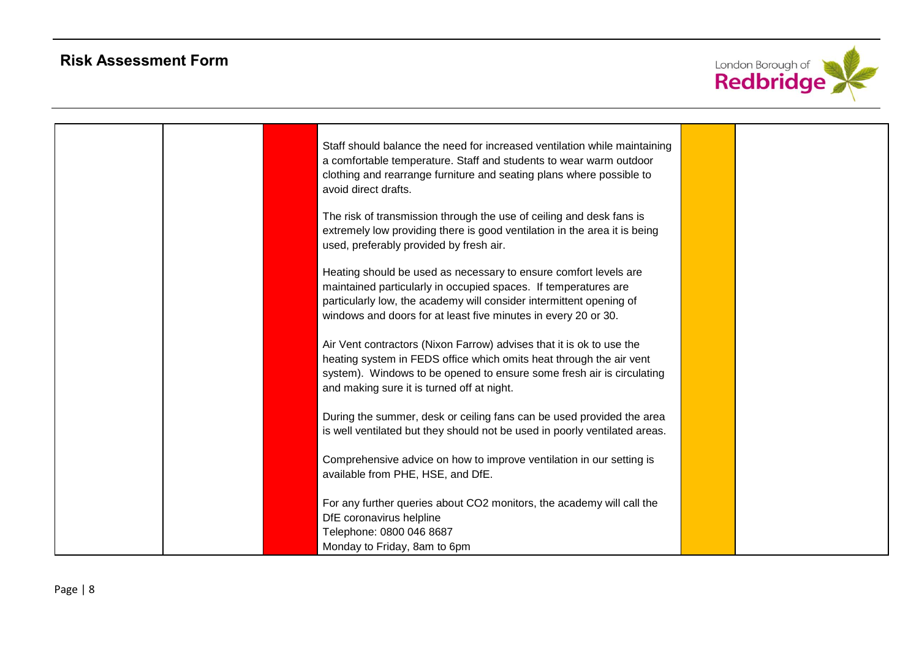| | | | | | |
|---|---|---|---|---|---|
| | | | Staff should balance the need for increased ventilation while maintaining a comfortable temperature. Staff and students to wear warm outdoor clothing and rearrange furniture and seating plans where possible to avoid direct drafts.<br><br>The risk of transmission through the use of ceiling and desk fans is extremely low providing there is good ventilation in the area it is being used, preferably provided by fresh air.<br><br>Heating should be used as necessary to ensure comfort levels are maintained particularly in occupied spaces. If temperatures are particularly low, the academy will consider intermittent opening of windows and doors for at least five minutes in every 20 or 30.<br><br>Air Vent contractors (Nixon Farrow) advises that it is ok to use the heating system in FEDS office which omits heat through the air vent system). Windows to be opened to ensure some fresh air is circulating and making sure it is turned off at night.<br><br>During the summer, desk or ceiling fans can be used provided the area is well ventilated but they should not be used in poorly ventilated areas.<br><br>Comprehensive advice on how to improve ventilation in our setting is available from PHE, HSE, and DfE.<br><br>For any further queries about CO2 monitors, the academy will call the DfE coronavirus helpline<br>Telephone: 0800 046 8687<br>Monday to Friday, 8am to 6pm | | |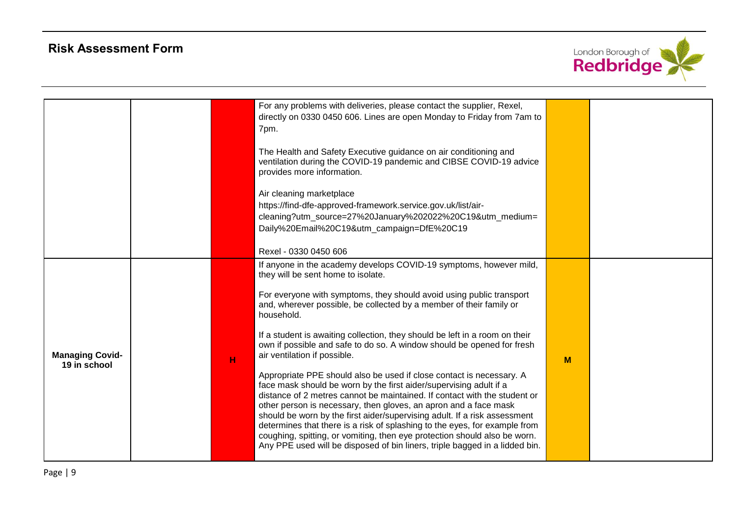## Risk Assessment Form

| | | | | | |
|---|---|---|---|---|---|
| | | | For any problems with deliveries, please contact the supplier, Rexel, directly on 0330 0450 606. Lines are open Monday to Friday from 7am to 7pm.<br><br>The Health and Safety Executive guidance on air conditioning and ventilation during the COVID-19 pandemic and CIBSE COVID-19 advice provides more information.<br><br>Air cleaning marketplace<br>https://find-dfe-approved-framework.service.gov.uk/list/air-cleaning?utm_source=27%20January%202022%20C19&utm_medium=Daily%20Email%20C19&utm_campaign=DfE%20C19<br><br>Rexel - 0330 0450 606 | | |
| **Managing Covid-19 in school** | | H | If anyone in the academy develops COVID-19 symptoms, however mild, they will be sent home to isolate.<br><br>For everyone with symptoms, they should avoid using public transport and, wherever possible, be collected by a member of their family or household.<br><br>If a student is awaiting collection, they should be left in a room on their own if possible and safe to do so. A window should be opened for fresh air ventilation if possible.<br><br>Appropriate PPE should also be used if close contact is necessary. A face mask should be worn by the first aider/supervising adult if a distance of 2 metres cannot be maintained. If contact with the student or other person is necessary, then gloves, an apron and a face mask should be worn by the first aider/supervising adult. If a risk assessment determines that there is a risk of splashing to the eyes, for example from coughing, spitting, or vomiting, then eye protection should also be worn. Any PPE used will be disposed of bin liners, triple bagged in a lidded bin. | M | |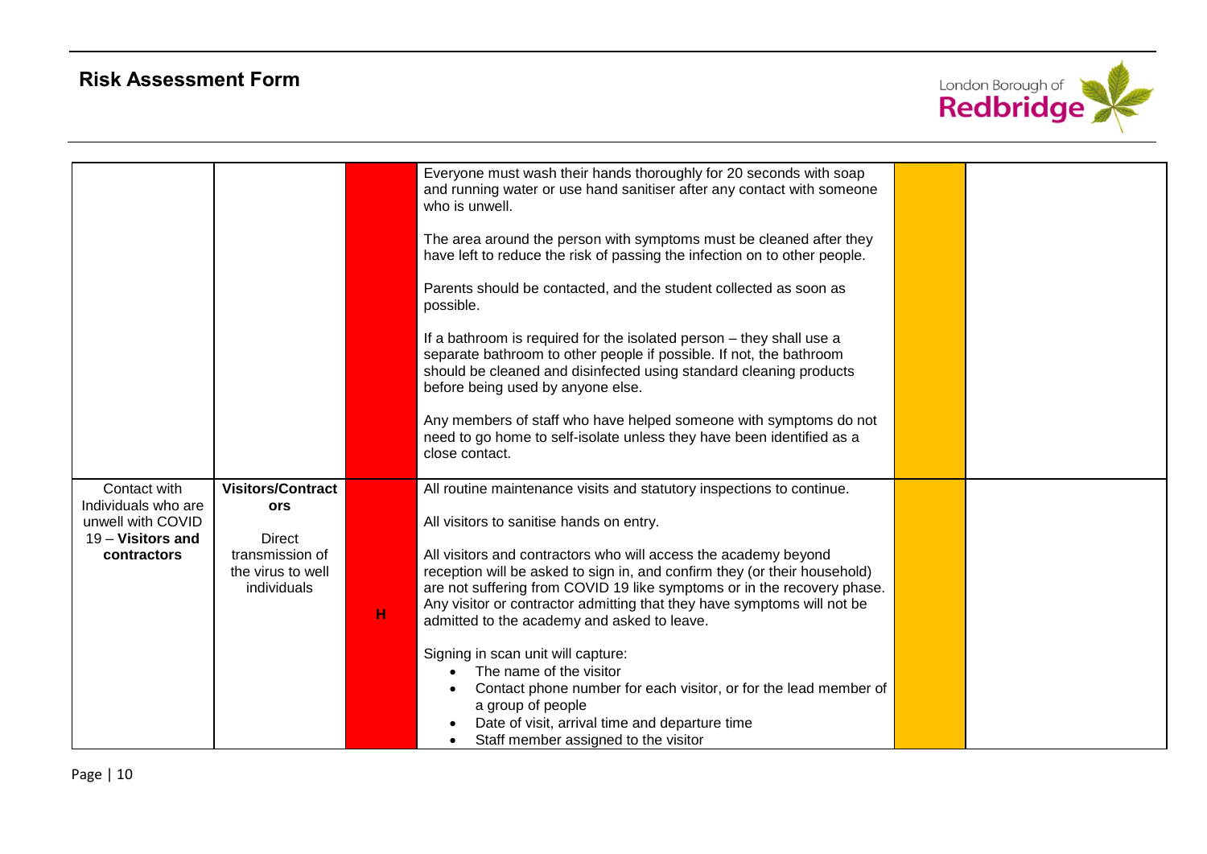## Risk Assessment Form

| | | | | | |
|---|---|---|---|---|---|
| | | | Everyone must wash their hands thoroughly for 20 seconds with soap and running water or use hand sanitiser after any contact with someone who is unwell.<br><br>The area around the person with symptoms must be cleaned after they have left to reduce the risk of passing the infection on to other people.<br><br>Parents should be contacted, and the student collected as soon as possible.<br><br>If a bathroom is required for the isolated person – they shall use a separate bathroom to other people if possible. If not, the bathroom should be cleaned and disinfected using standard cleaning products before being used by anyone else.<br><br>Any members of staff who have helped someone with symptoms do not need to go home to self-isolate unless they have been identified as a close contact. | | |
| Contact with Individuals who are unwell with COVID 19 – **Visitors and contractors** | **Visitors/Contractors**<br><br>Direct transmission of the virus to well individuals | H | All routine maintenance visits and statutory inspections to continue.<br><br>All visitors to sanitise hands on entry.<br><br>All visitors and contractors who will access the academy beyond reception will be asked to sign in, and confirm they (or their household) are not suffering from COVID 19 like symptoms or in the recovery phase. Any visitor or contractor admitting that they have symptoms will not be admitted to the academy and asked to leave.<br><br>Signing in scan unit will capture:<br>• The name of the visitor<br>• Contact phone number for each visitor, or for the lead member of a group of people<br>• Date of visit, arrival time and departure time<br>• Staff member assigned to the visitor | | |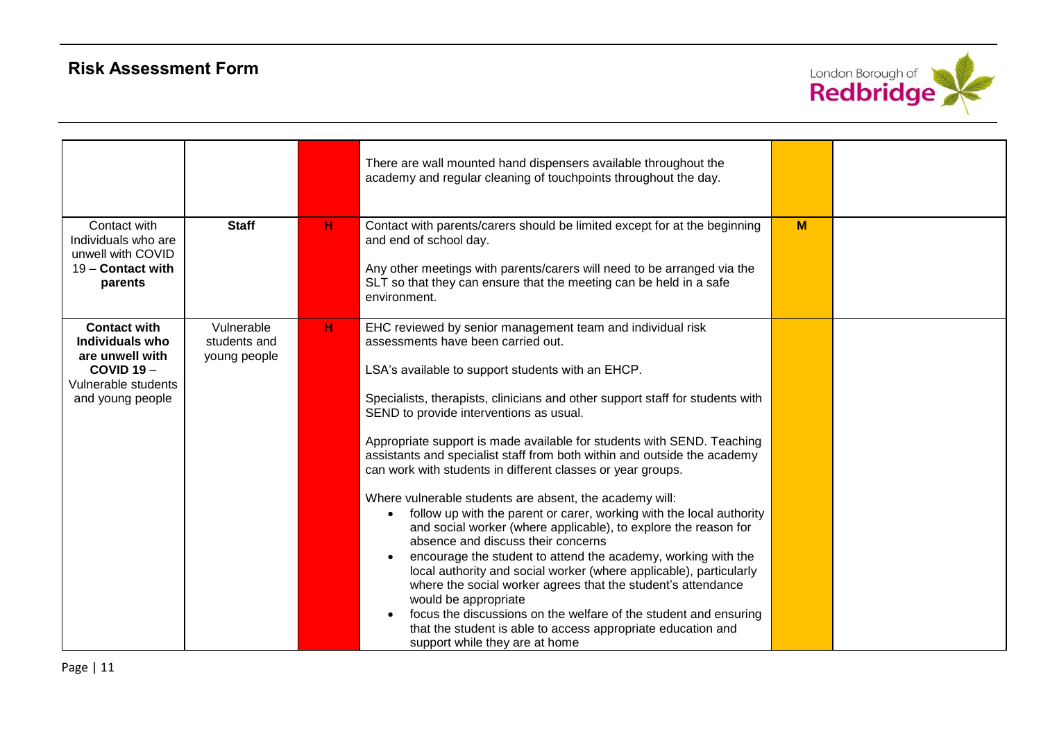## Risk Assessment Form

| | | | | | |
|---|---|---|---|---|---|
| | | | There are wall mounted hand dispensers available throughout the academy and regular cleaning of touchpoints throughout the day. | | |
| Contact with Individuals who are unwell with COVID 19 – **Contact with parents** | **Staff** | **H** | Contact with parents/carers should be limited except for at the beginning and end of school day.<br><br>Any other meetings with parents/carers will need to be arranged via the SLT so that they can ensure that the meeting can be held in a safe environment. | **M** | |
| **Contact with Individuals who are unwell with COVID 19** – Vulnerable students and young people | Vulnerable students and young people | **H** | EHC reviewed by senior management team and individual risk assessments have been carried out.<br><br>LSA's available to support students with an EHCP.<br><br>Specialists, therapists, clinicians and other support staff for students with SEND to provide interventions as usual.<br><br>Appropriate support is made available for students with SEND. Teaching assistants and specialist staff from both within and outside the academy can work with students in different classes or year groups.<br><br>Where vulnerable students are absent, the academy will:<br>• follow up with the parent or carer, working with the local authority and social worker (where applicable), to explore the reason for absence and discuss their concerns<br>• encourage the student to attend the academy, working with the local authority and social worker (where applicable), particularly where the social worker agrees that the student's attendance would be appropriate<br>• focus the discussions on the welfare of the student and ensuring that the student is able to access appropriate education and support while they are at home | | |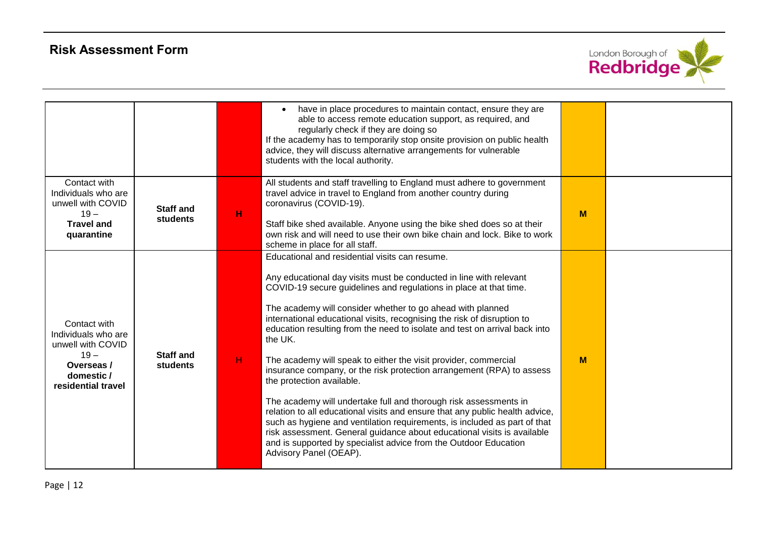## Risk Assessment Form

| | | | | | |
|---|---|---|---|---|---|
| | | | • have in place procedures to maintain contact, ensure they are able to access remote education support, as required, and regularly check if they are doing so<br>If the academy has to temporarily stop onsite provision on public health advice, they will discuss alternative arrangements for vulnerable students with the local authority. | | |
| Contact with Individuals who are unwell with COVID 19 – **Travel and quarantine** | **Staff and students** | **H** | All students and staff travelling to England must adhere to government travel advice in travel to England from another country during coronavirus (COVID-19).<br><br>Staff bike shed available. Anyone using the bike shed does so at their own risk and will need to use their own bike chain and lock. Bike to work scheme in place for all staff. | **M** | |
| Contact with Individuals who are unwell with COVID 19 – **Overseas / domestic / residential travel** | **Staff and students** | H | Educational and residential visits can resume.<br><br>Any educational day visits must be conducted in line with relevant COVID-19 secure guidelines and regulations in place at that time.<br><br>The academy will consider whether to go ahead with planned international educational visits, recognising the risk of disruption to education resulting from the need to isolate and test on arrival back into the UK.<br><br>The academy will speak to either the visit provider, commercial insurance company, or the risk protection arrangement (RPA) to assess the protection available.<br><br>The academy will undertake full and thorough risk assessments in relation to all educational visits and ensure that any public health advice, such as hygiene and ventilation requirements, is included as part of that risk assessment. General guidance about educational visits is available and is supported by specialist advice from the Outdoor Education Advisory Panel (OEAP). | **M** | |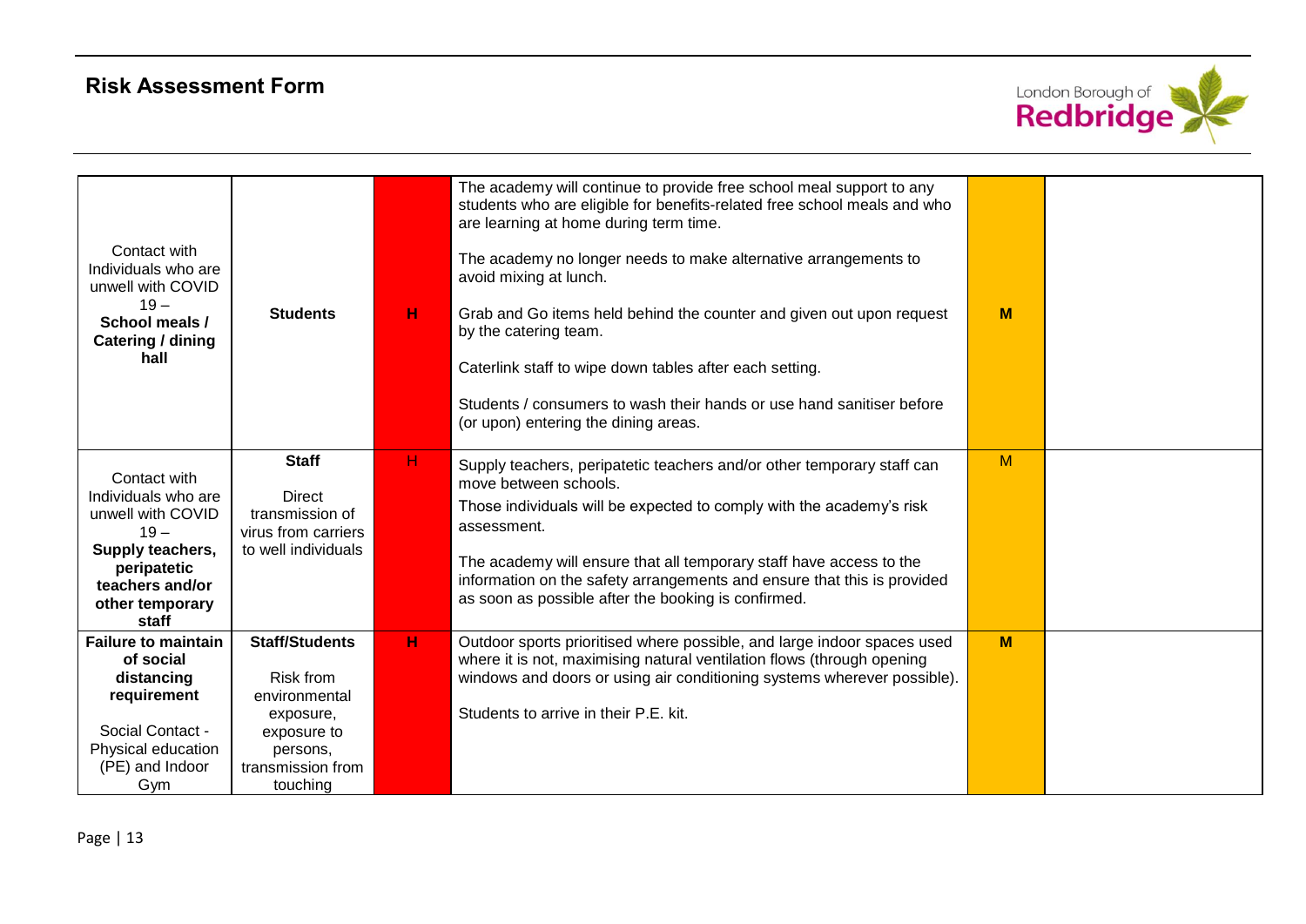## Risk Assessment Form

| | | | | | |
|---|---|---|---|---|---|
| Contact with Individuals who are unwell with COVID 19 – **School meals / Catering / dining hall** | **Students** | **H** | The academy will continue to provide free school meal support to any students who are eligible for benefits-related free school meals and who are learning at home during term time.<br><br>The academy no longer needs to make alternative arrangements to avoid mixing at lunch.<br><br>Grab and Go items held behind the counter and given out upon request by the catering team.<br><br>Caterlink staff to wipe down tables after each setting.<br><br>Students / consumers to wash their hands or use hand sanitiser before (or upon) entering the dining areas. | **M** | |
| Contact with Individuals who are unwell with COVID 19 – **Supply teachers, peripatetic teachers and/or other temporary staff** | **Staff**<br><br>Direct transmission of virus from carriers to well individuals | H | Supply teachers, peripatetic teachers and/or other temporary staff can move between schools.<br><br>Those individuals will be expected to comply with the academy's risk assessment.<br><br>The academy will ensure that all temporary staff have access to the information on the safety arrangements and ensure that this is provided as soon as possible after the booking is confirmed. | M | |
| **Failure to maintain of social distancing requirement**<br><br>Social Contact - Physical education (PE) and Indoor Gym | **Staff/Students**<br><br>Risk from environmental exposure, exposure to persons, transmission from touching | **H** | Outdoor sports prioritised where possible, and large indoor spaces used where it is not, maximising natural ventilation flows (through opening windows and doors or using air conditioning systems wherever possible).<br><br>Students to arrive in their P.E. kit. | **M** | |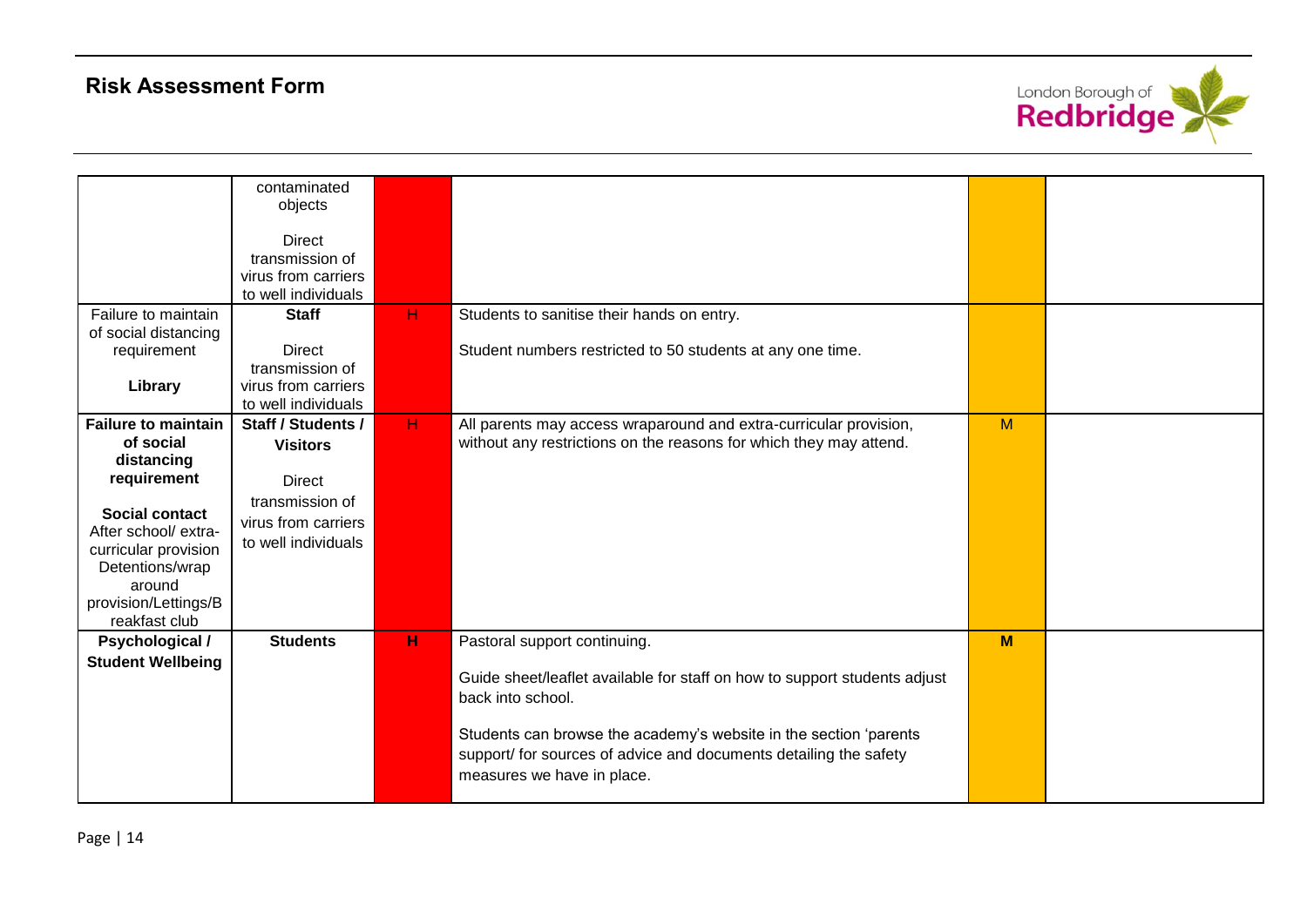## Risk Assessment Form

| | | | | | |
|---|---|---|---|---|---|
| | contaminated objects<br><br>Direct transmission of virus from carriers to well individuals | | | | |
| Failure to maintain of social distancing requirement<br><br>**Library** | **Staff**<br><br>Direct transmission of virus from carriers to well individuals | H | Students to sanitise their hands on entry.<br><br>Student numbers restricted to 50 students at any one time. | | |
| **Failure to maintain of social distancing requirement**<br><br>**Social contact**<br>After school/ extra-curricular provision Detentions/wrap around provision/Lettings/Breakfast club | **Staff / Students / Visitors**<br><br>Direct transmission of virus from carriers to well individuals | H | All parents may access wraparound and extra-curricular provision, without any restrictions on the reasons for which they may attend. | M | |
| **Psychological / Student Wellbeing** | **Students** | **H** | Pastoral support continuing.<br><br>Guide sheet/leaflet available for staff on how to support students adjust back into school.<br><br>Students can browse the academy's website in the section 'parents support/ for sources of advice and documents detailing the safety measures we have in place. | **M** | |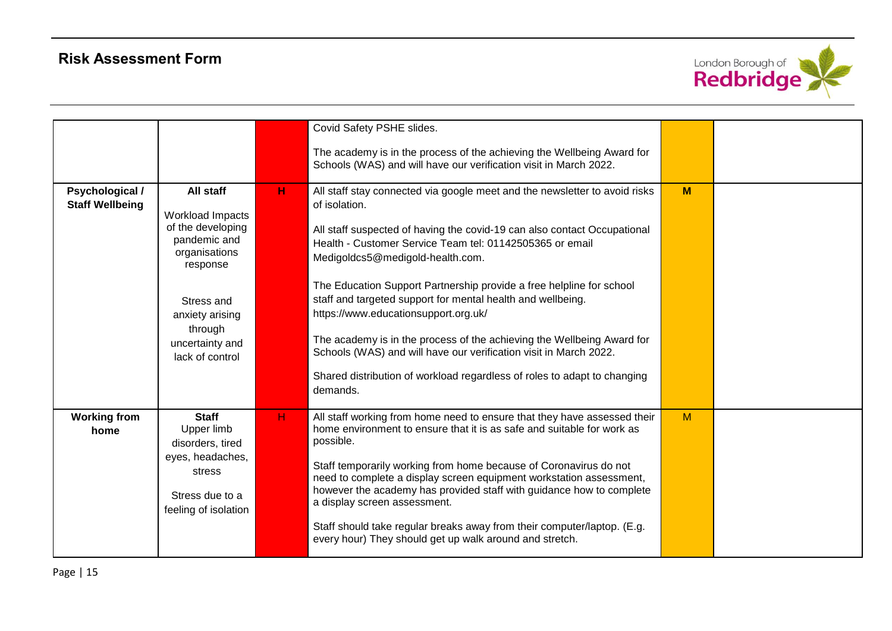## Risk Assessment Form

| | | | | | |
|---|---|---|---|---|---|
| | | | Covid Safety PSHE slides.<br><br>The academy is in the process of the achieving the Wellbeing Award for Schools (WAS) and will have our verification visit in March 2022. | | |
| **Psychological / Staff Wellbeing** | **All staff**<br><br>Workload Impacts of the developing pandemic and organisations response<br><br>Stress and anxiety arising through uncertainty and lack of control | **H** | All staff stay connected via google meet and the newsletter to avoid risks of isolation.<br><br>All staff suspected of having the covid-19 can also contact Occupational Health - Customer Service Team tel: 01142505365 or email Medigoldcs5@medigold-health.com.<br><br>The Education Support Partnership provide a free helpline for school staff and targeted support for mental health and wellbeing. https://www.educationsupport.org.uk/<br><br>The academy is in the process of the achieving the Wellbeing Award for Schools (WAS) and will have our verification visit in March 2022.<br><br>Shared distribution of workload regardless of roles to adapt to changing demands. | **M** | |
| **Working from home** | **Staff**<br>Upper limb disorders, tired eyes, headaches, stress<br><br>Stress due to a feeling of isolation | H | All staff working from home need to ensure that they have assessed their home environment to ensure that it is as safe and suitable for work as possible.<br><br>Staff temporarily working from home because of Coronavirus do not need to complete a display screen equipment workstation assessment, however the academy has provided staff with guidance how to complete a display screen assessment.<br><br>Staff should take regular breaks away from their computer/laptop. (E.g. every hour) They should get up walk around and stretch. | M | |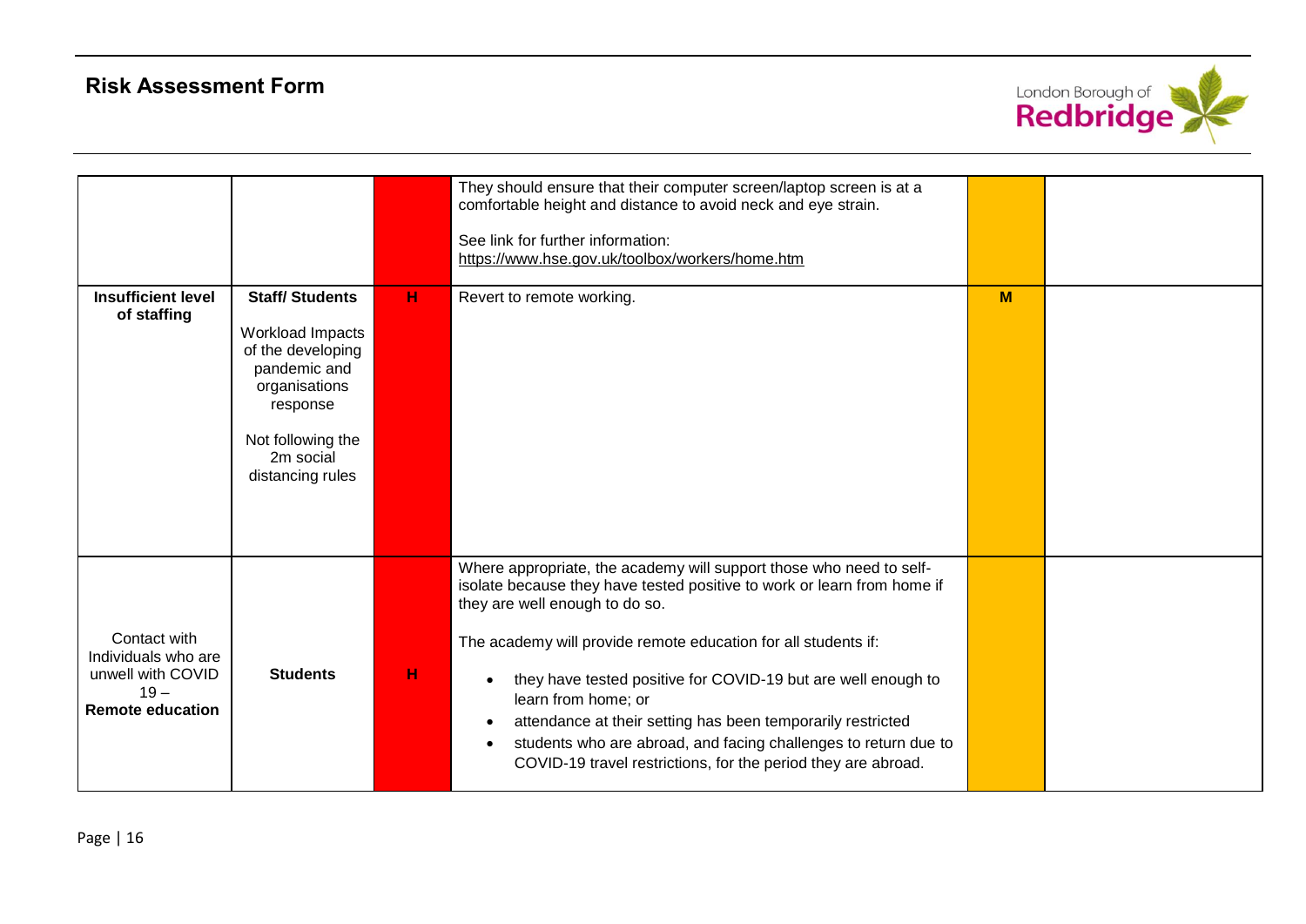## Risk Assessment Form

| | | | | | |
|---|---|---|---|---|---|
| | | | They should ensure that their computer screen/laptop screen is at a comfortable height and distance to avoid neck and eye strain.<br><br>See link for further information:<br>https://www.hse.gov.uk/toolbox/workers/home.htm | | |
| **Insufficient level of staffing** | **Staff/ Students**<br><br>Workload Impacts of the developing pandemic and organisations response<br><br>Not following the 2m social distancing rules | **H** | Revert to remote working. | **M** | |
| Contact with Individuals who are unwell with COVID 19 – **Remote education** | **Students** | **H** | Where appropriate, the academy will support those who need to self-isolate because they have tested positive to work or learn from home if they are well enough to do so.<br><br>The academy will provide remote education for all students if:<br><br>• they have tested positive for COVID-19 but are well enough to learn from home; or<br>• attendance at their setting has been temporarily restricted<br>• students who are abroad, and facing challenges to return due to COVID-19 travel restrictions, for the period they are abroad. | | |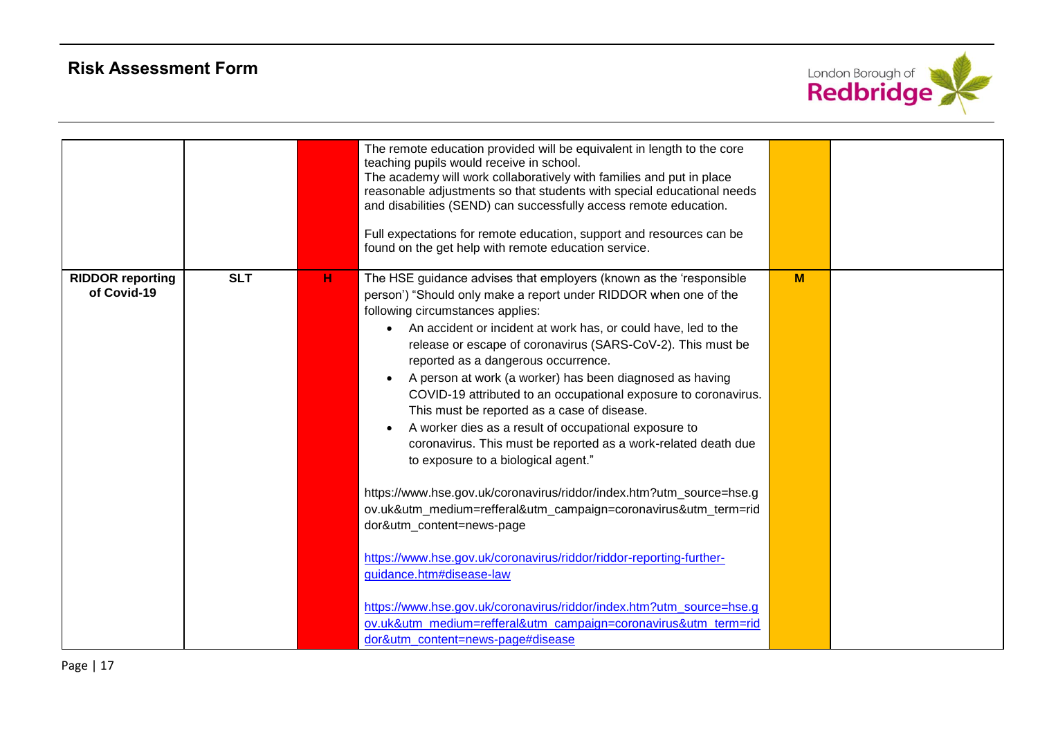| | | | | | |
|---|---|---|---|---|---|
| | | | The remote education provided will be equivalent in length to the core teaching pupils would receive in school.<br>The academy will work collaboratively with families and put in place reasonable adjustments so that students with special educational needs and disabilities (SEND) can successfully access remote education.<br><br>Full expectations for remote education, support and resources can be found on the get help with remote education service. | | |
| **RIDDOR reporting of Covid-19** | **SLT** | **H** | The HSE guidance advises that employers (known as the 'responsible person') "Should only make a report under RIDDOR when one of the following circumstances applies:<br>• An accident or incident at work has, or could have, led to the release or escape of coronavirus (SARS-CoV-2). This must be reported as a dangerous occurrence.<br>• A person at work (a worker) has been diagnosed as having COVID-19 attributed to an occupational exposure to coronavirus. This must be reported as a case of disease.<br>• A worker dies as a result of occupational exposure to coronavirus. This must be reported as a work-related death due to exposure to a biological agent."<br><br>https://www.hse.gov.uk/coronavirus/riddor/index.htm?utm_source=hse.gov.uk&utm_medium=refferal&utm_campaign=coronavirus&utm_term=riddor&utm_content=news-page<br><br>https://www.hse.gov.uk/coronavirus/riddor/riddor-reporting-further-guidance.htm#disease-law<br><br>https://www.hse.gov.uk/coronavirus/riddor/index.htm?utm_source=hse.gov.uk&utm_medium=refferal&utm_campaign=coronavirus&utm_term=riddor&utm_content=news-page#disease | **M** | |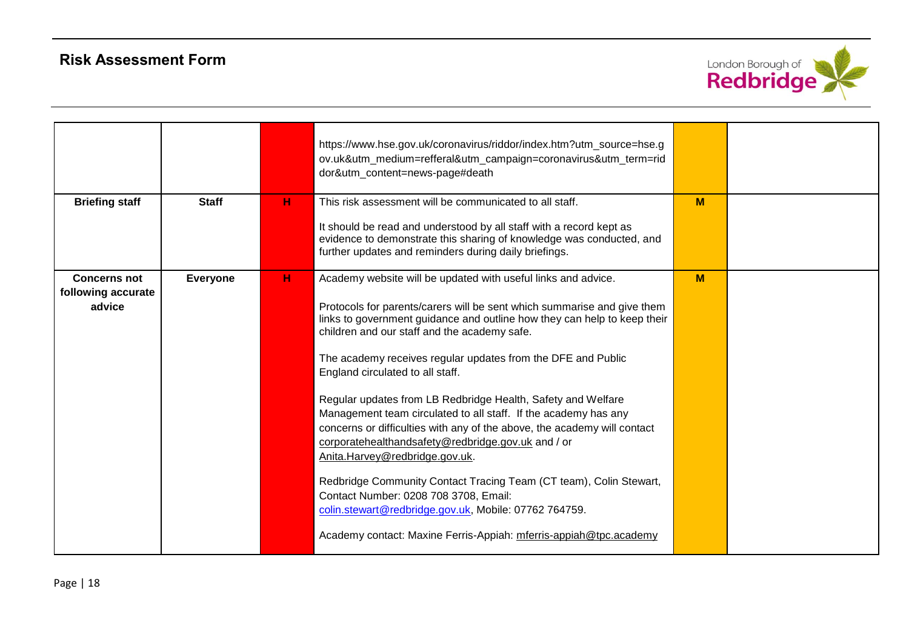| | | | | | |
|---|---|---|---|---|---|
| | | | https://www.hse.gov.uk/coronavirus/riddor/index.htm?utm_source=hse.gov.uk&utm_medium=refferal&utm_campaign=coronavirus&utm_term=riddor&utm_content=news-page#death | | |
| **Briefing staff** | **Staff** | **H** | This risk assessment will be communicated to all staff.<br><br>It should be read and understood by all staff with a record kept as evidence to demonstrate this sharing of knowledge was conducted, and further updates and reminders during daily briefings. | **M** | |
| **Concerns not following accurate advice** | **Everyone** | **H** | Academy website will be updated with useful links and advice.<br><br>Protocols for parents/carers will be sent which summarise and give them links to government guidance and outline how they can help to keep their children and our staff and the academy safe.<br><br>The academy receives regular updates from the DFE and Public England circulated to all staff.<br><br>Regular updates from LB Redbridge Health, Safety and Welfare Management team circulated to all staff. If the academy has any concerns or difficulties with any of the above, the academy will contact corporatehealthandsafety@redbridge.gov.uk and / or Anita.Harvey@redbridge.gov.uk.<br><br>Redbridge Community Contact Tracing Team (CT team), Colin Stewart, Contact Number: 0208 708 3708, Email: colin.stewart@redbridge.gov.uk, Mobile: 07762 764759.<br><br>Academy contact: Maxine Ferris-Appiah: mferris-appiah@tpc.academy | **M** | |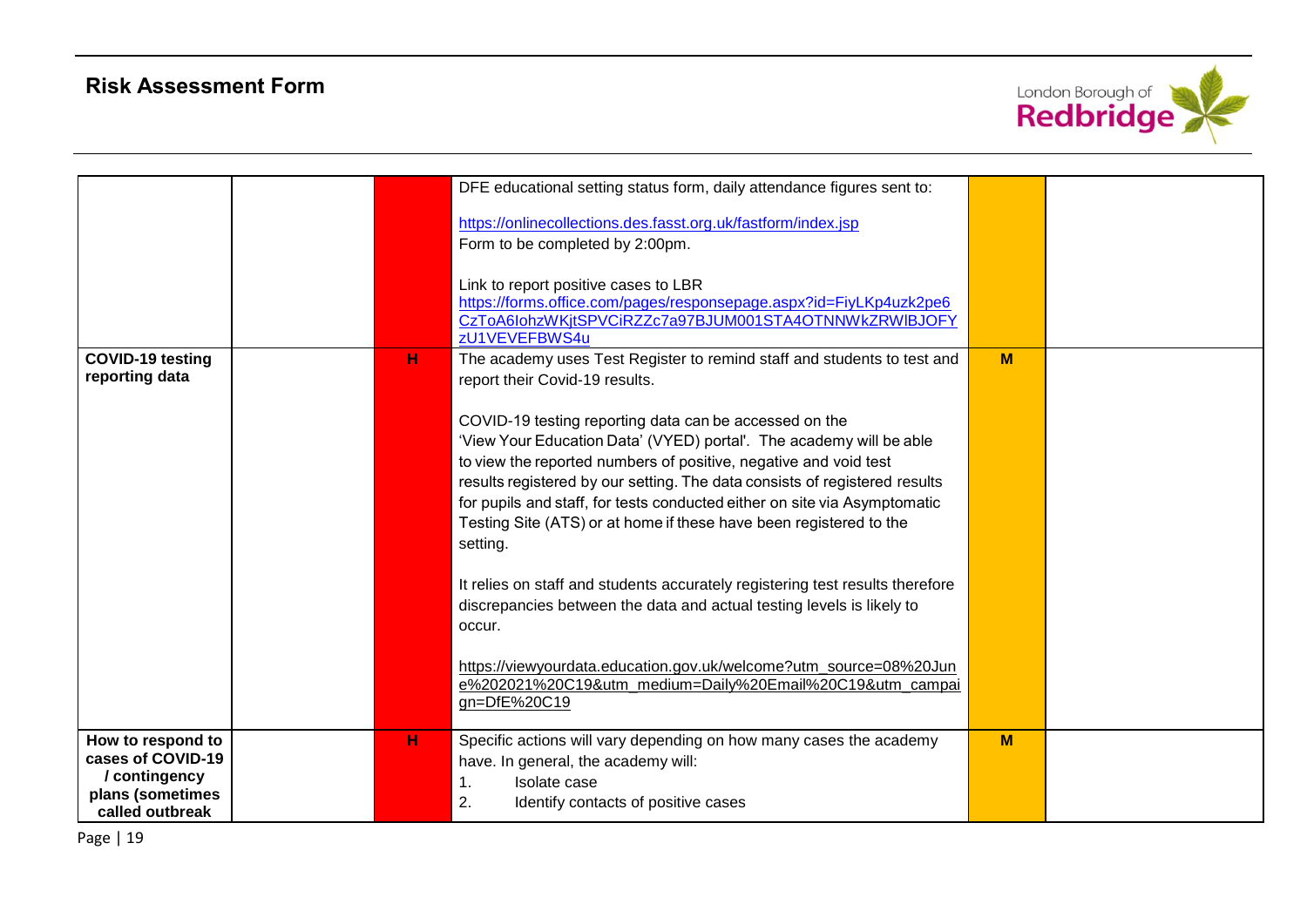| | | | | | |
|---|---|---|---|---|---|
| | | | DFE educational setting status form, daily attendance figures sent to:<br><br>https://onlinecollections.des.fasst.org.uk/fastform/index.jsp<br>Form to be completed by 2:00pm.<br><br>Link to report positive cases to LBR<br>https://forms.office.com/pages/responsepage.aspx?id=FiyLKp4uzk2pe6CzToA6IohzWKjtSPVCiRZZc7a97BJUM001STA4OTNNWkZRWlBJOFYzU1VEVEFBWS4u | | |
| **COVID-19 testing reporting data** | | H | The academy uses Test Register to remind staff and students to test and report their Covid-19 results.<br><br>COVID-19 testing reporting data can be accessed on the 'View Your Education Data' (VYED) portal'. The academy will be able to view the reported numbers of positive, negative and void test results registered by our setting. The data consists of registered results for pupils and staff, for tests conducted either on site via Asymptomatic Testing Site (ATS) or at home if these have been registered to the setting.<br><br>It relies on staff and students accurately registering test results therefore discrepancies between the data and actual testing levels is likely to occur.<br><br>https://viewyourdata.education.gov.uk/welcome?utm_source=08%20June%202021%20C19&utm_medium=Daily%20Email%20C19&utm_campaign=DfE%20C19 | M | |
| **How to respond to cases of COVID-19 / contingency plans (sometimes called outbreak** | | H | Specific actions will vary depending on how many cases the academy have. In general, the academy will:<br>1. Isolate case<br>2. Identify contacts of positive cases | M | |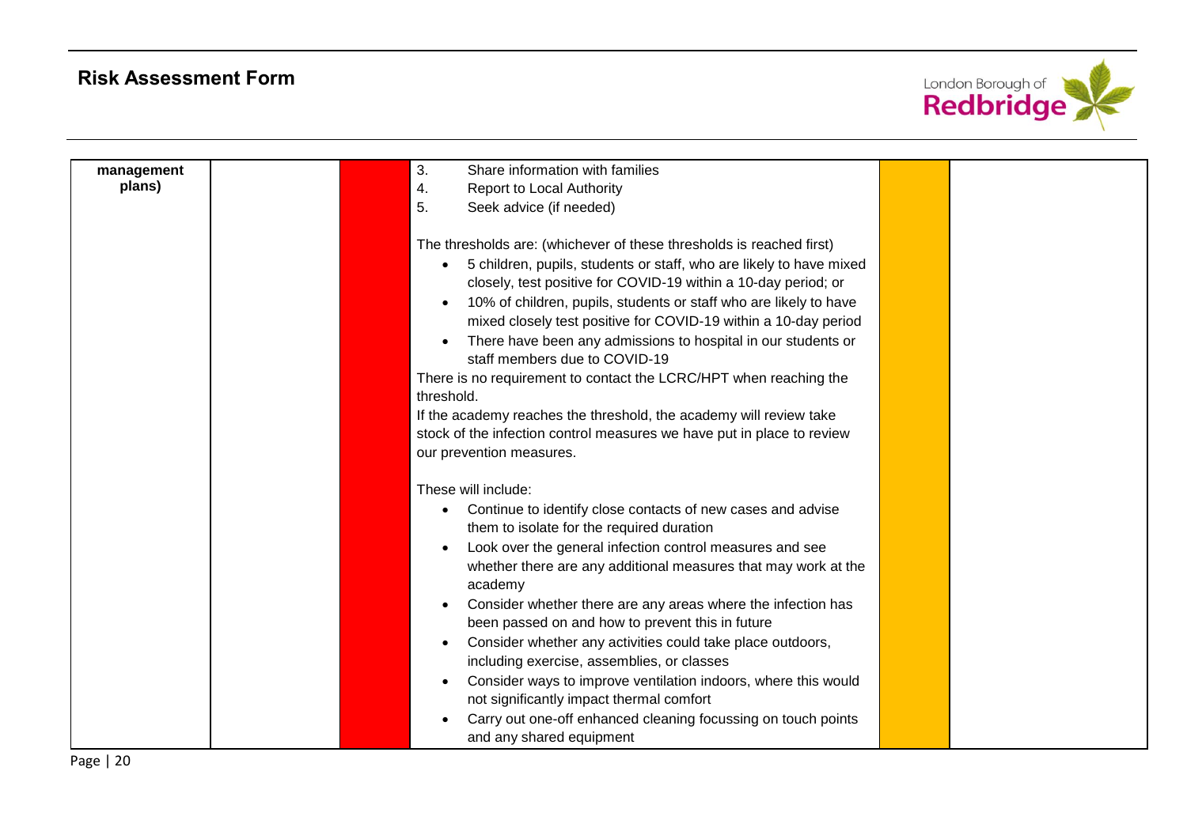| management plans) | | | 3. Share information with families<br>4. Report to Local Authority<br>5. Seek advice (if needed)<br><br>The thresholds are: (whichever of these thresholds is reached first)<br>• 5 children, pupils, students or staff, who are likely to have mixed closely, test positive for COVID-19 within a 10-day period; or<br>• 10% of children, pupils, students or staff who are likely to have mixed closely test positive for COVID-19 within a 10-day period<br>• There have been any admissions to hospital in our students or staff members due to COVID-19<br>There is no requirement to contact the LCRC/HPT when reaching the threshold.<br>If the academy reaches the threshold, the academy will review take stock of the infection control measures we have put in place to review our prevention measures.<br><br>These will include:<br>• Continue to identify close contacts of new cases and advise them to isolate for the required duration<br>• Look over the general infection control measures and see whether there are any additional measures that may work at the academy<br>• Consider whether there are any areas where the infection has been passed on and how to prevent this in future<br>• Consider whether any activities could take place outdoors, including exercise, assemblies, or classes<br>• Consider ways to improve ventilation indoors, where this would not significantly impact thermal comfort<br>• Carry out one-off enhanced cleaning focussing on touch points and any shared equipment | | |
|---|---|---|---|---|---|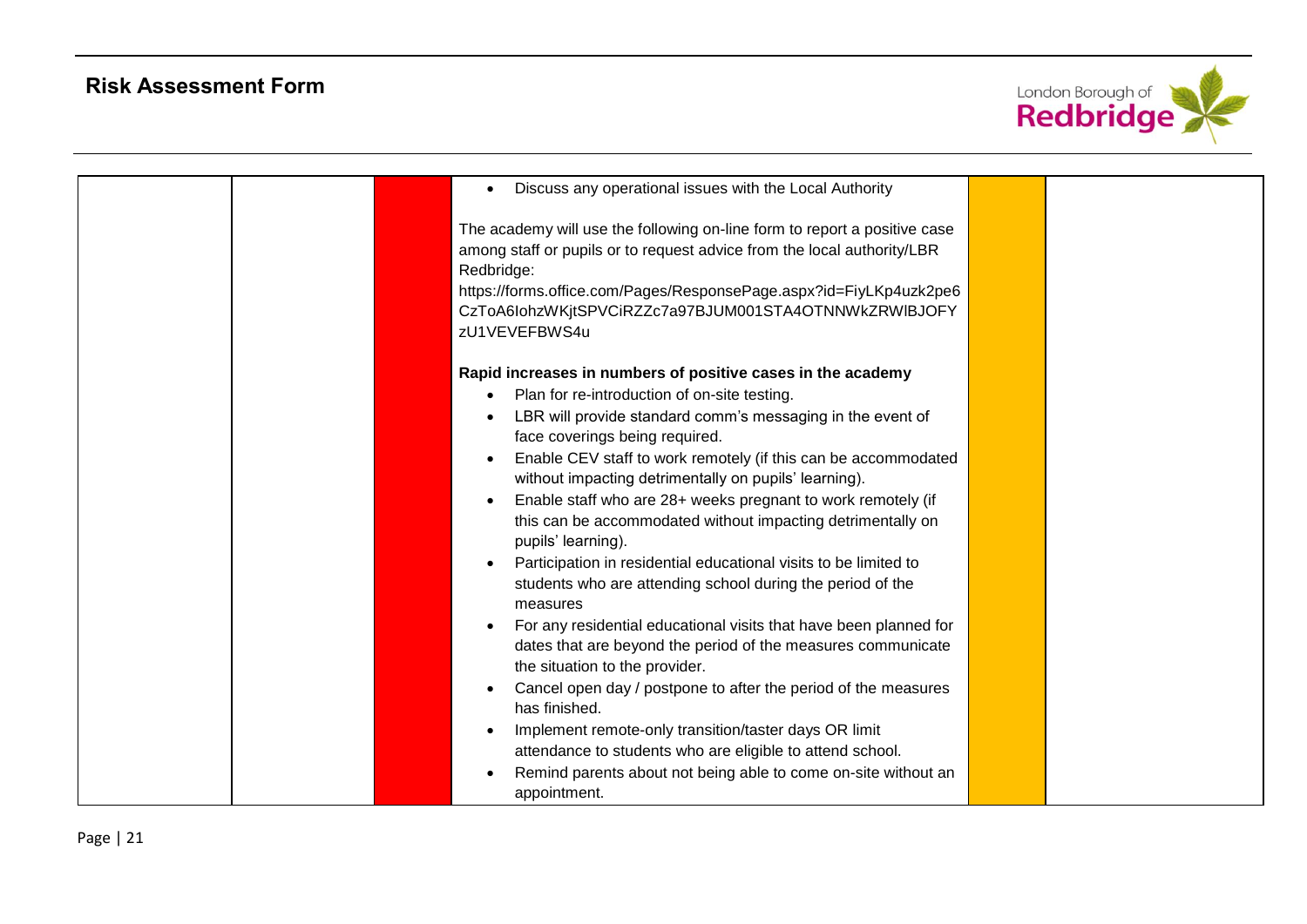| | | | | | |
|---|---|---|---|---|---|
| | | | • Discuss any operational issues with the Local Authority<br><br>The academy will use the following on-line form to report a positive case among staff or pupils or to request advice from the local authority/LBR Redbridge:<br>https://forms.office.com/Pages/ResponsePage.aspx?id=FiyLKp4uzk2pe6CzToA6IohzWKjtSPVCiRZZc7a97BJUM001STA4OTNNWkZRWlBJOFYzU1VEVEFBWS4u<br><br>**Rapid increases in numbers of positive cases in the academy**<br>• Plan for re-introduction of on-site testing.<br>• LBR will provide standard comm's messaging in the event of face coverings being required.<br>• Enable CEV staff to work remotely (if this can be accommodated without impacting detrimentally on pupils' learning).<br>• Enable staff who are 28+ weeks pregnant to work remotely (if this can be accommodated without impacting detrimentally on pupils' learning).<br>• Participation in residential educational visits to be limited to students who are attending school during the period of the measures<br>• For any residential educational visits that have been planned for dates that are beyond the period of the measures communicate the situation to the provider.<br>• Cancel open day / postpone to after the period of the measures has finished.<br>• Implement remote-only transition/taster days OR limit attendance to students who are eligible to attend school.<br>• Remind parents about not being able to come on-site without an appointment. | | |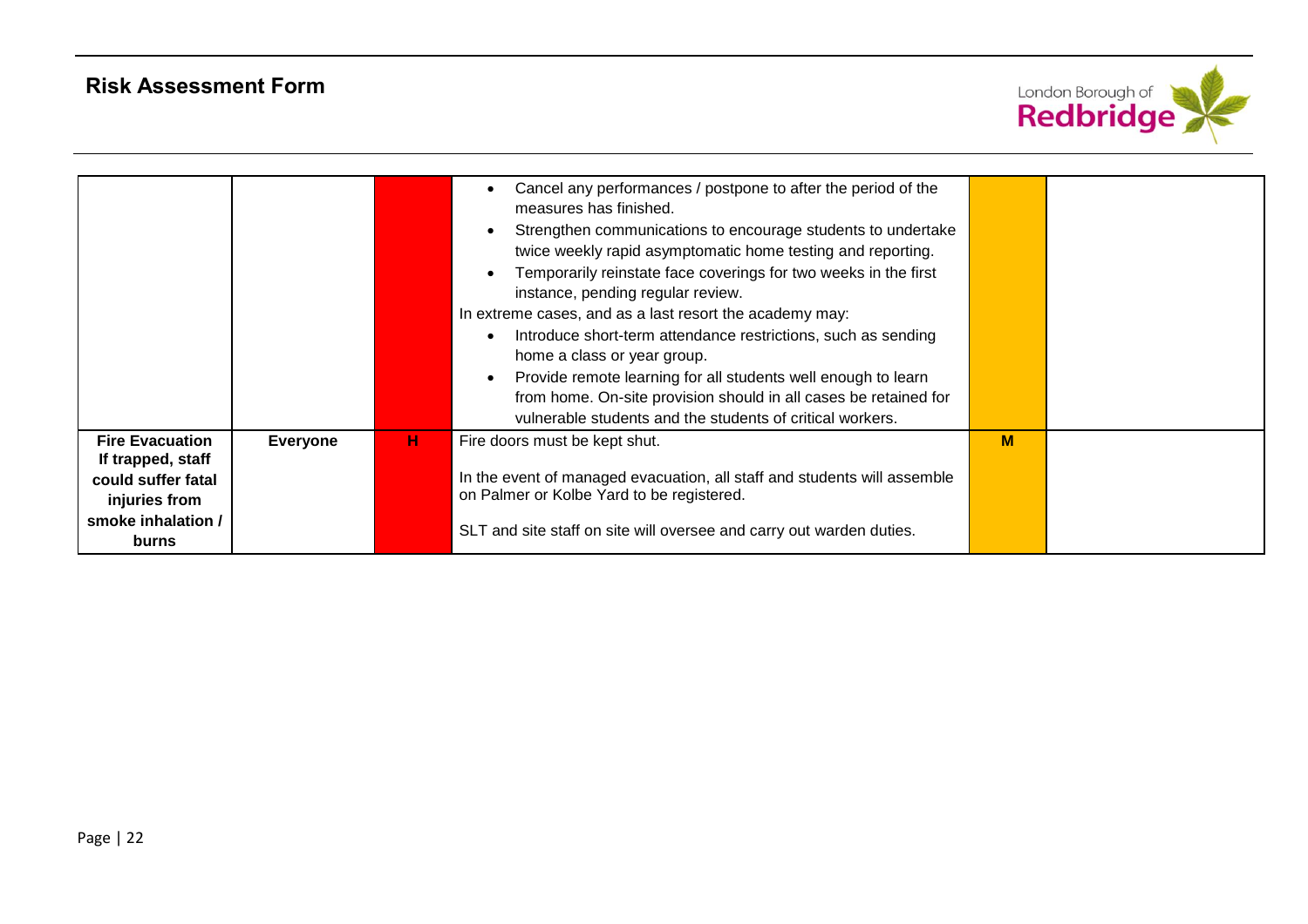## Risk Assessment Form

| | | | | | |
|---|---|---|---|---|---|
| | | | • Cancel any performances / postpone to after the period of the measures has finished.<br>• Strengthen communications to encourage students to undertake twice weekly rapid asymptomatic home testing and reporting.<br>• Temporarily reinstate face coverings for two weeks in the first instance, pending regular review.<br>In extreme cases, and as a last resort the academy may:<br>• Introduce short-term attendance restrictions, such as sending home a class or year group.<br>• Provide remote learning for all students well enough to learn from home. On-site provision should in all cases be retained for vulnerable students and the students of critical workers. | | |
| **Fire Evacuation If trapped, staff could suffer fatal injuries from smoke inhalation / burns** | **Everyone** | **H** | Fire doors must be kept shut.<br><br>In the event of managed evacuation, all staff and students will assemble on Palmer or Kolbe Yard to be registered.<br><br>SLT and site staff on site will oversee and carry out warden duties. | **M** | |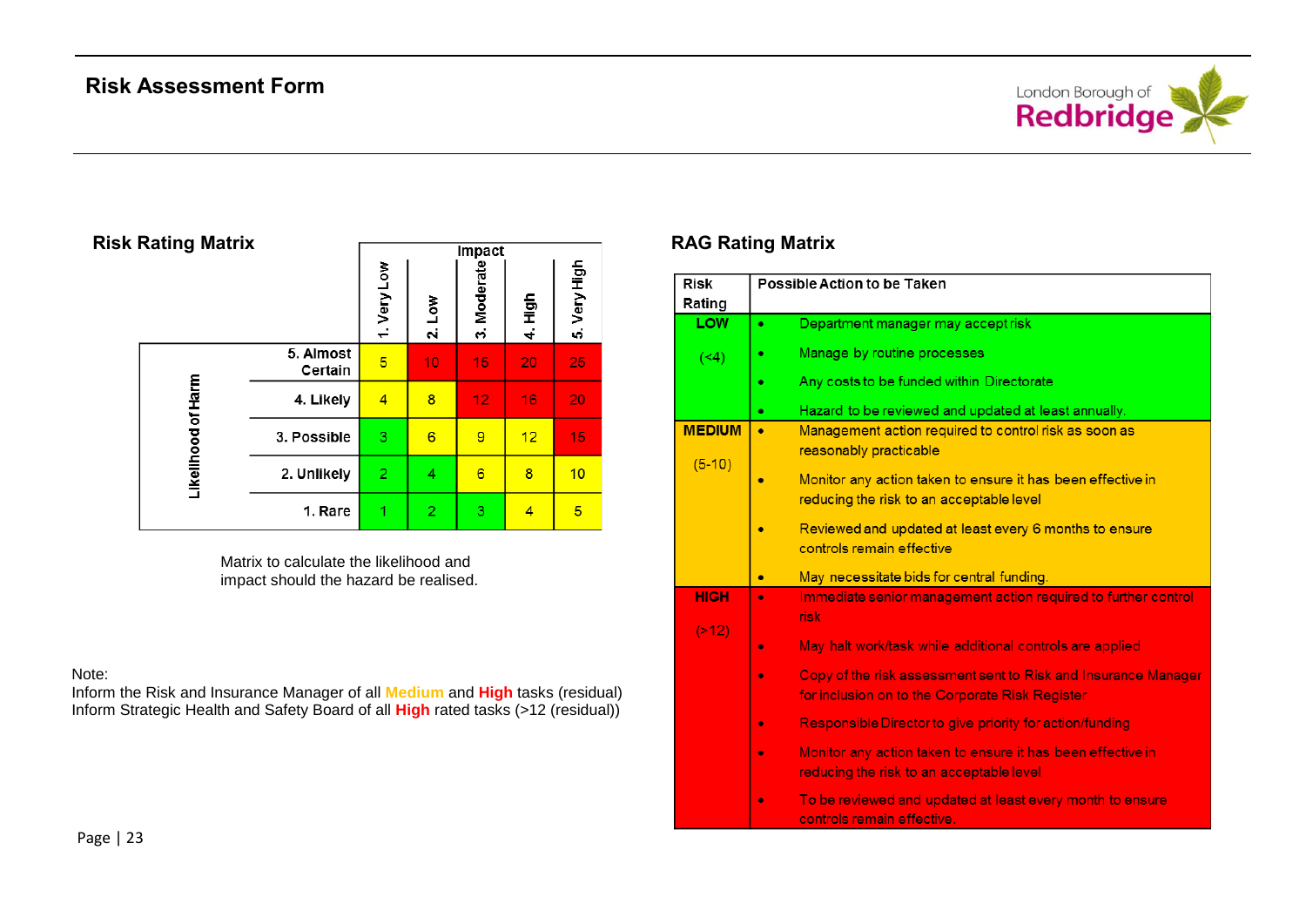# Risk Assessment Form

London Borough of Redbridge

## Risk Rating Matrix

| | | Impact | | | | |
|---|---|---|---|---|---|---|
| | | 1. Very Low | 2. Low | 3. Moderate | 4. High | 5. Very High |
| Likelihood of Harm | 5. Almost Certain | 5 | 10 | 15 | 20 | 25 |
| | 4. Likely | 4 | 8 | 12 | 16 | 20 |
| | 3. Possible | 3 | 6 | 9 | 12 | 15 |
| | 2. Unlikely | 2 | 4 | 6 | 8 | 10 |
| | 1. Rare | 1 | 2 | 3 | 4 | 5 |

Matrix to calculate the likelihood and impact should the hazard be realised.

Note:
Inform the Risk and Insurance Manager of all **Medium** and **High** tasks (residual)
Inform Strategic Health and Safety Board of all **High** rated tasks (>12 (residual))

## RAG Rating Matrix

| Risk Rating | Possible Action to be Taken |
|---|---|
| **LOW** (<4) | • Department manager may accept risk<br>• Manage by routine processes<br>• Any costs to be funded within Directorate<br>• Hazard to be reviewed and updated at least annually. |
| **MEDIUM** (5-10) | • Management action required to control risk as soon as reasonably practicable<br>• Monitor any action taken to ensure it has been effective in reducing the risk to an acceptable level<br>• Reviewed and updated at least every 6 months to ensure controls remain effective<br>• May necessitate bids for central funding. |
| **HIGH** (>12) | • Immediate senior management action required to further control risk<br>• May halt work/task while additional controls are applied<br>• Copy of the risk assessment sent to Risk and Insurance Manager for inclusion on to the Corporate Risk Register<br>• Responsible Director to give priority for action/funding<br>• Monitor any action taken to ensure it has been effective in reducing the risk to an acceptable level<br>• To be reviewed and updated at least every month to ensure controls remain effective. |